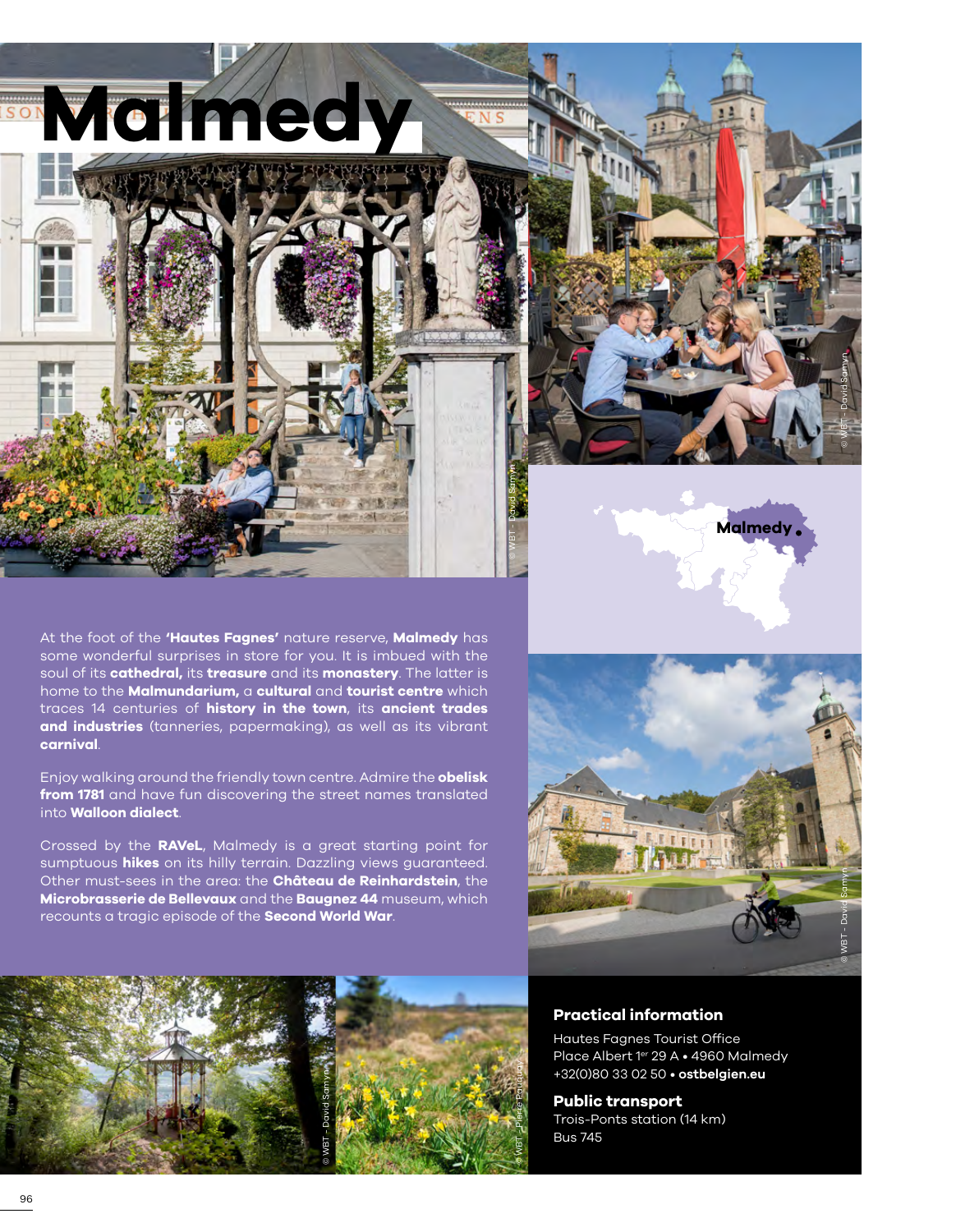# Malmedy

At the foot of the **'Hautes Fagnes'** nature reserve, **Malmedy** has some wonderful surprises in store for you. It is imbued with the soul of its **cathedral,** its **treasure** and its **monastery**. The latter is home to the **Malmundarium,** a **cultural** and **tourist centre** which traces 14 centuries of **history in the town**, its **ancient trades and industries** (tanneries, papermaking), as well as its vibrant **carnival**.

Enjoy walking around the friendly town centre. Admire the **obelisk from 1781** and have fun discovering the street names translated into **Walloon dialect**.

Crossed by the **RAVeL**, Malmedy is a great starting point for sumptuous **hikes** on its hilly terrain. Dazzling views guaranteed. Other must-sees in the area: the **Château de Reinhardstein**, the **Microbrasserie de Bellevaux** and the **Baugnez 44** museum, which recounts a tragic episode of the **Second World War**.

Malmedy

© WBT - David Samyn

© WBT - Pierre Pauquay

## Practical information

Hautes Fagnes Tourist Office
Place Albert 1er 29 A • 4960 Malmedy
+32(0)80 33 02 50 • **ostbelgien.eu**

## Public transport

Trois-Ponts station (14 km)
Bus 745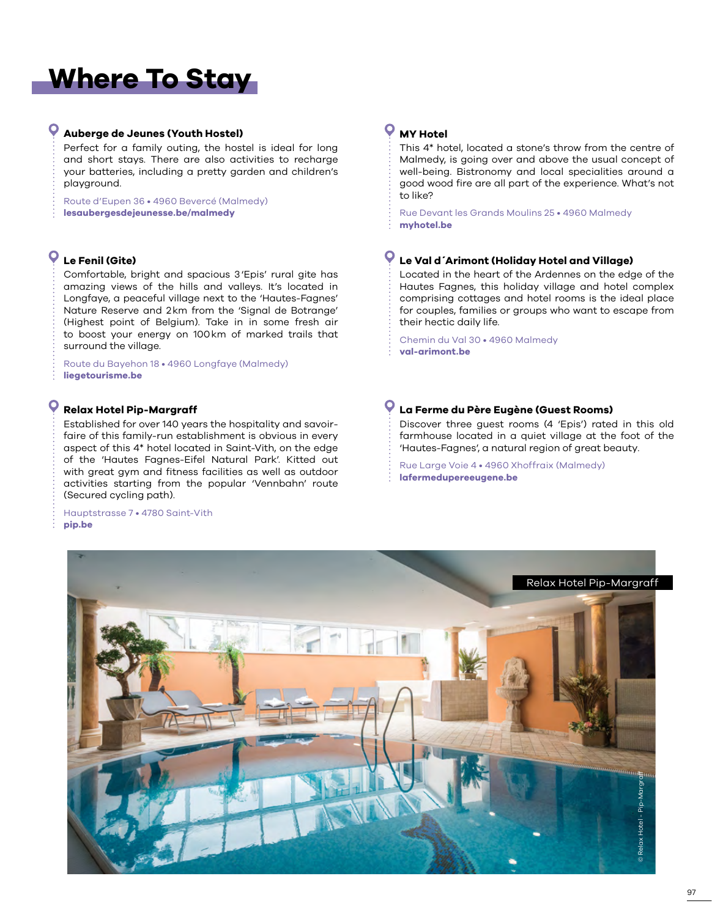# Where To Stay

### Auberge de Jeunes (Youth Hostel)

Perfect for a family outing, the hostel is ideal for long and short stays. There are also activities to recharge your batteries, including a pretty garden and children's playground.

Route d'Eupen 36 • 4960 Beverce (Malmedy)
**lesaubergesdejeunesse.be/malmedy**

### Le Fenil (Gite)

Comfortable, bright and spacious 3'Epis' rural gite has amazing views of the hills and valleys. It's located in Longfaye, a peaceful village next to the 'Hautes-Fagnes' Nature Reserve and 2km from the 'Signal de Botrange' (Highest point of Belgium). Take in in some fresh air to boost your energy on 100km of marked trails that surround the village.

Route du Bayehon 18 • 4960 Longfaye (Malmedy)
**liegetourisme.be**

### Relax Hotel Pip-Margraff

Established for over 140 years the hospitality and savoir-faire of this family-run establishment is obvious in every aspect of this 4* hotel located in Saint-Vith, on the edge of the 'Hautes Fagnes-Eifel Natural Park'. Kitted out with great gym and fitness facilities as well as outdoor activities starting from the popular 'Vennbahn' route (Secured cycling path).

Hauptstrasse 7 • 4780 Saint-Vith
**pip.be**

### MY Hotel

This 4* hotel, located a stone's throw from the centre of Malmedy, is going over and above the usual concept of well-being. Bistronomy and local specialities around a good wood fire are all part of the experience. What's not to like?

Rue Devant les Grands Moulins 25 • 4960 Malmedy
**myhotel.be**

### Le Val d´Arimont (Holiday Hotel and Village)

Located in the heart of the Ardennes on the edge of the Hautes Fagnes, this holiday village and hotel complex comprising cottages and hotel rooms is the ideal place for couples, families or groups who want to escape from their hectic daily life.

Chemin du Val 30 • 4960 Malmedy
**val-arimont.be**

### La Ferme du Père Eugène (Guest Rooms)

Discover three guest rooms (4 'Epis') rated in this old farmhouse located in a quiet village at the foot of the 'Hautes-Fagnes', a natural region of great beauty.

Rue Large Voie 4 • 4960 Xhoffraix (Malmedy)
**lafermedupereeugene.be**

Relax Hotel Pip-Margraff

© Relax Hotel - Pip-Margraff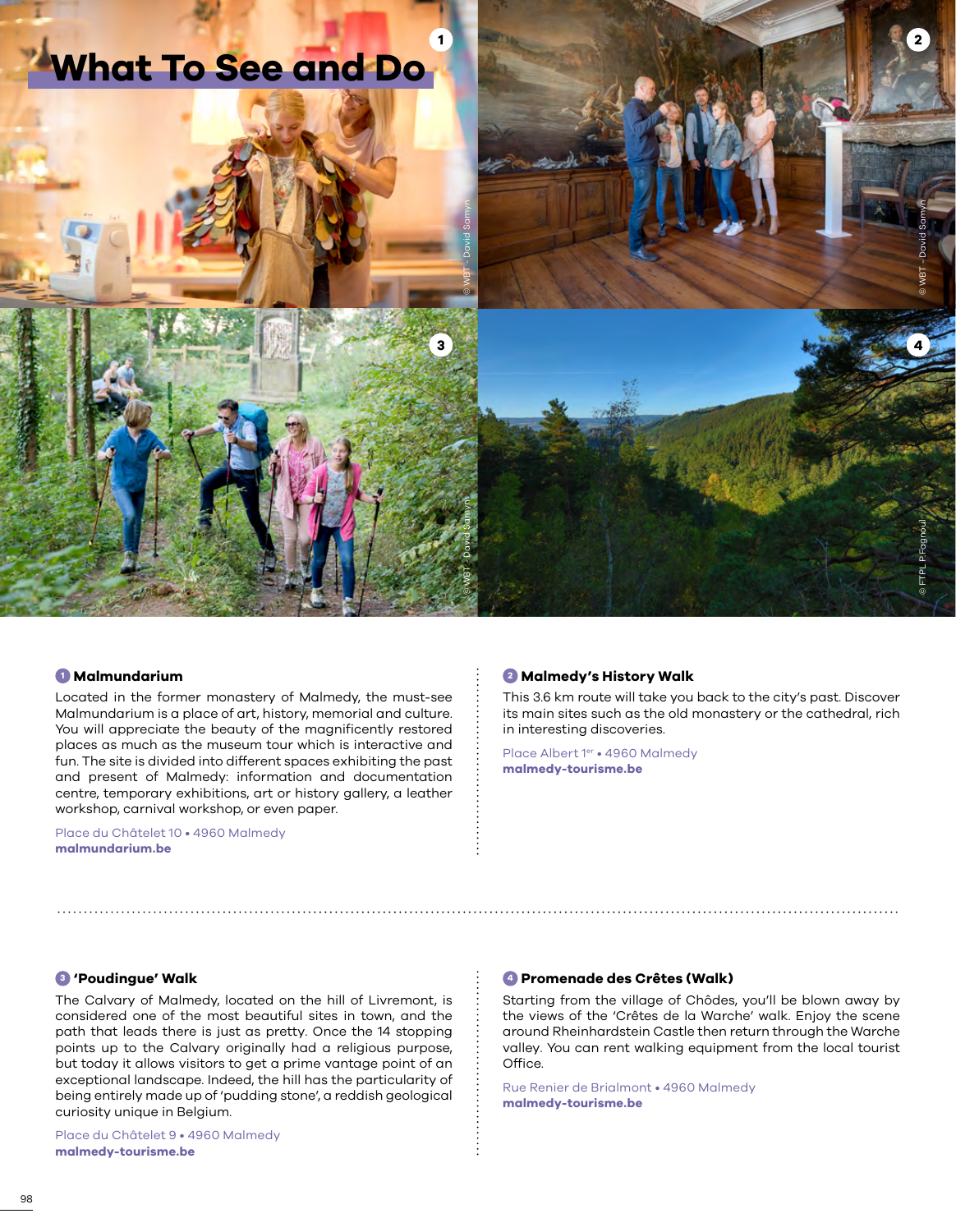# What To See and Do

### 1 Malmundarium

Located in the former monastery of Malmedy, the must-see Malmundarium is a place of art, history, memorial and culture. You will appreciate the beauty of the magnificently restored places as much as the museum tour which is interactive and fun. The site is divided into different spaces exhibiting the past and present of Malmedy: information and documentation centre, temporary exhibitions, art or history gallery, a leather workshop, carnival workshop, or even paper.

Place du Châtelet 10 • 4960 Malmedy
**malmundarium.be**

### 2 Malmedy's History Walk

This 3.6 km route will take you back to the city's past. Discover its main sites such as the old monastery or the cathedral, rich in interesting discoveries.

Place Albert 1er • 4960 Malmedy
**malmedy-tourisme.be**

### 3 'Poudingue' Walk

The Calvary of Malmedy, located on the hill of Livremont, is considered one of the most beautiful sites in town, and the path that leads there is just as pretty. Once the 14 stopping points up to the Calvary originally had a religious purpose, but today it allows visitors to get a prime vantage point of an exceptional landscape. Indeed, the hill has the particularity of being entirely made up of 'pudding stone', a reddish geological curiosity unique in Belgium.

Place du Châtelet 9 • 4960 Malmedy
**malmedy-tourisme.be**

### 4 Promenade des Crêtes (Walk)

Starting from the village of Chôdes, you'll be blown away by the views of the 'Crêtes de la Warche' walk. Enjoy the scene around Rheinhardstein Castle then return through the Warche valley. You can rent walking equipment from the local tourist Office.

Rue Renier de Brialmont • 4960 Malmedy
**malmedy-tourisme.be**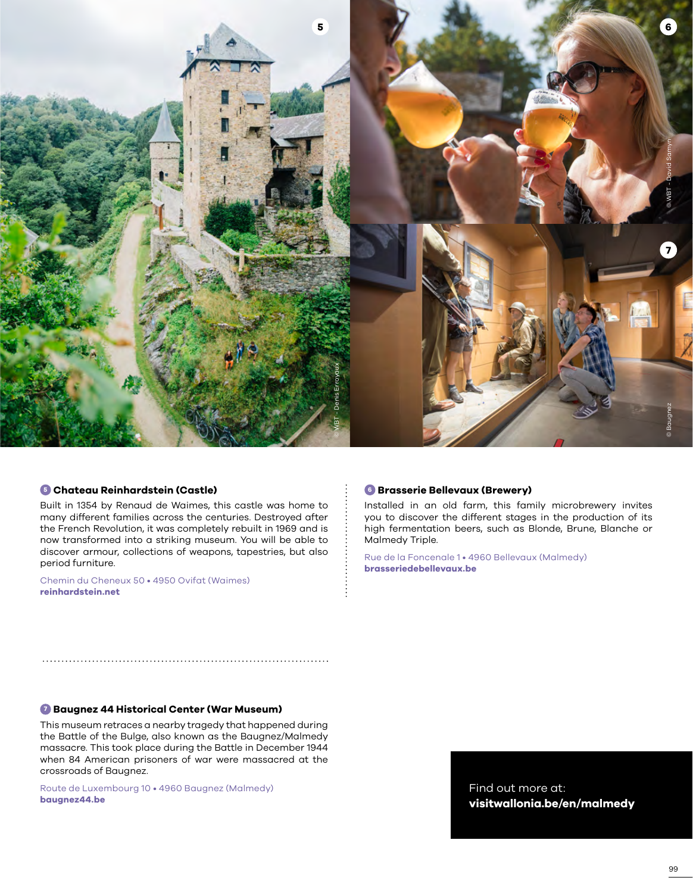### 5 Chateau Reinhardstein (Castle)

Built in 1354 by Renaud de Waimes, this castle was home to many different families across the centuries. Destroyed after the French Revolution, it was completely rebuilt in 1969 and is now transformed into a striking museum. You will be able to discover armour, collections of weapons, tapestries, but also period furniture.

Chemin du Cheneux 50 • 4950 Ovifat (Waimes)
**reinhardstein.net**

### 6 Brasserie Bellevaux (Brewery)

Installed in an old farm, this family microbrewery invites you to discover the different stages in the production of its high fermentation beers, such as Blonde, Brune, Blanche or Malmedy Triple.

Rue de la Foncenale 1 • 4960 Bellevaux (Malmedy)
**brasseriedebellevaux.be**

### 7 Baugnez 44 Historical Center (War Museum)

This museum retraces a nearby tragedy that happened during the Battle of the Bulge, also known as the Baugnez/Malmedy massacre. This took place during the Battle in December 1944 when 84 American prisoners of war were massacred at the crossroads of Baugnez.

Route de Luxembourg 10 • 4960 Baugnez (Malmedy)
**baugnez44.be**

Find out more at:
**visitwallonia.be/en/malmedy**